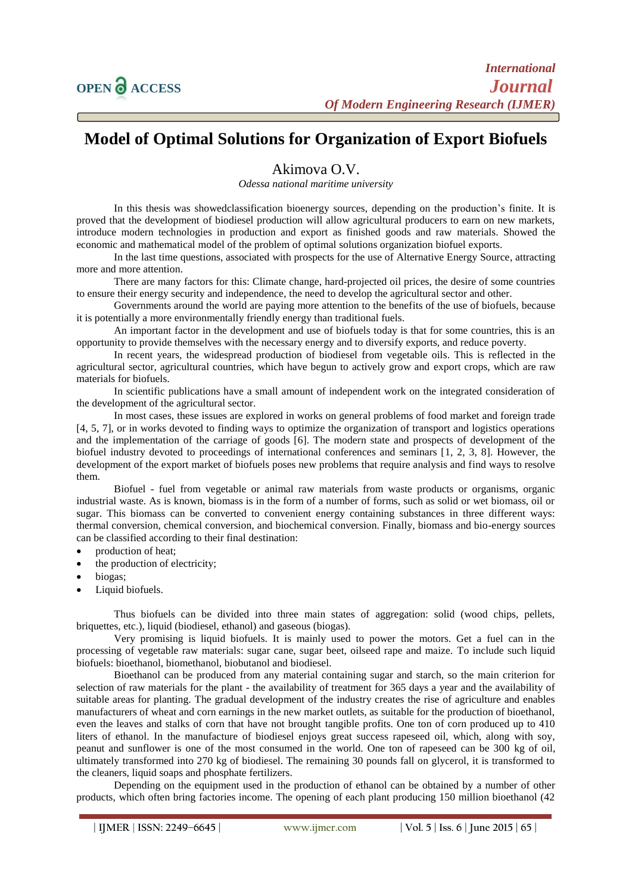# Model of Optimal Solutions for Organization of Export Biofuels

Akimova O.V.

*Odessa national maritime university*

In this thesis was showedclassification bioenergy sources, depending on the production's finite. It is proved that the development of biodiesel production will allow agricultural producers to earn on new markets, introduce modern technologies in production and export as finished goods and raw materials. Showed the economic and mathematical model of the problem of optimal solutions organization biofuel exports.

In the last time questions, associated with prospects for the use of Alternative Energy Source, attracting more and more attention.

There are many factors for this: Climate change, hard-projected oil prices, the desire of some countries to ensure their energy security and independence, the need to develop the agricultural sector and other.

Governments around the world are paying more attention to the benefits of the use of biofuels, because it is potentially a more environmentally friendly energy than traditional fuels.

An important factor in the development and use of biofuels today is that for some countries, this is an opportunity to provide themselves with the necessary energy and to diversify exports, and reduce poverty.

In recent years, the widespread production of biodiesel from vegetable oils. This is reflected in the agricultural sector, agricultural countries, which have begun to actively grow and export crops, which are raw materials for biofuels.

In scientific publications have a small amount of independent work on the integrated consideration of the development of the agricultural sector.

In most cases, these issues are explored in works on general problems of food market and foreign trade [4, 5, 7], or in works devoted to finding ways to optimize the organization of transport and logistics operations and the implementation of the carriage of goods [6]. The modern state and prospects of development of the biofuel industry devoted to proceedings of international conferences and seminars [1, 2, 3, 8]. However, the development of the export market of biofuels poses new problems that require analysis and find ways to resolve them.

Biofuel - fuel from vegetable or animal raw materials from waste products or organisms, organic industrial waste. As is known, biomass is in the form of a number of forms, such as solid or wet biomass, oil or sugar. This biomass can be converted to convenient energy containing substances in three different ways: thermal conversion, chemical conversion, and biochemical conversion. Finally, biomass and bio-energy sources can be classified according to their final destination:

- production of heat;
- the production of electricity;
- biogas;
- Liquid biofuels.

Thus biofuels can be divided into three main states of aggregation: solid (wood chips, pellets, briquettes, etc.), liquid (biodiesel, ethanol) and gaseous (biogas).

Very promising is liquid biofuels. It is mainly used to power the motors. Get a fuel can in the processing of vegetable raw materials: sugar cane, sugar beet, oilseed rape and maize. To include such liquid biofuels: bioethanol, biomethanol, biobutanol and biodiesel.

Bioethanol can be produced from any material containing sugar and starch, so the main criterion for selection of raw materials for the plant - the availability of treatment for 365 days a year and the availability of suitable areas for planting. The gradual development of the industry creates the rise of agriculture and enables manufacturers of wheat and corn earnings in the new market outlets, as suitable for the production of bioethanol, even the leaves and stalks of corn that have not brought tangible profits. One ton of corn produced up to 410 liters of ethanol. In the manufacture of biodiesel enjoys great success rapeseed oil, which, along with soy, peanut and sunflower is one of the most consumed in the world. One ton of rapeseed can be 300 kg of oil, ultimately transformed into 270 kg of biodiesel. The remaining 30 pounds fall on glycerol, it is transformed to the cleaners, liquid soaps and phosphate fertilizers.

Depending on the equipment used in the production of ethanol can be obtained by a number of other products, which often bring factories income. The opening of each plant producing 150 million bioethanol (42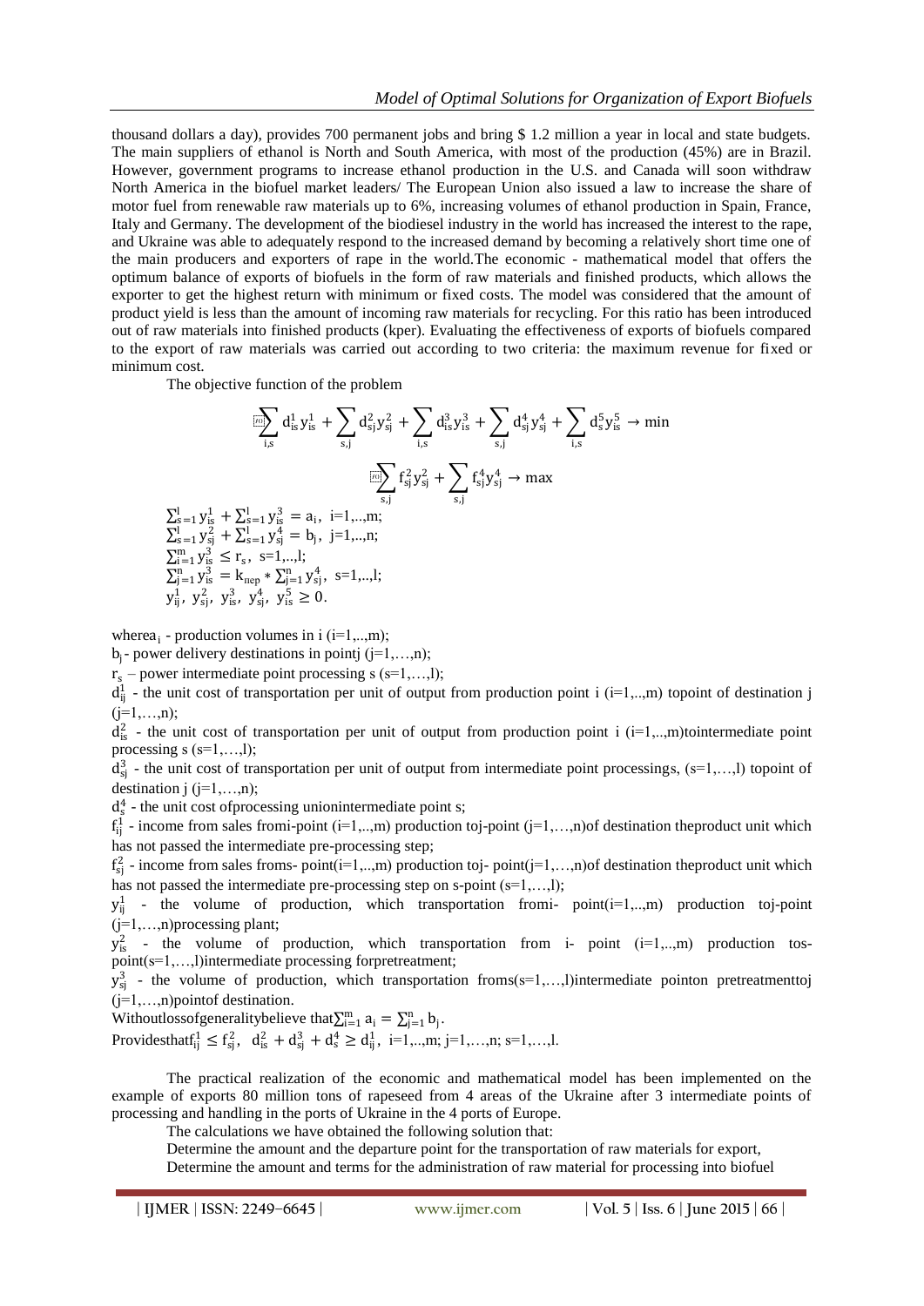thousand dollars a day), provides 700 permanent jobs and bring $ 1.2 million a year in local and state budgets. The main suppliers of ethanol is North and South America, with most of the production (45%) are in Brazil. However, government programs to increase ethanol production in the U.S. and Canada will soon withdraw North America in the biofuel market leaders/ The European Union also issued a law to increase the share of motor fuel from renewable raw materials up to 6%, increasing volumes of ethanol production in Spain, France, Italy and Germany. The development of the biodiesel industry in the world has increased the interest to the rape, and Ukraine was able to adequately respond to the increased demand by becoming a relatively short time one of the main producers and exporters of rape in the world.The economic - mathematical model that offers the optimum balance of exports of biofuels in the form of raw materials and finished products, which allows the exporter to get the highest return with minimum or fixed costs. The model was considered that the amount of product yield is less than the amount of incoming raw materials for recycling. For this ratio has been introduced out of raw materials into finished products (kper). Evaluating the effectiveness of exports of biofuels compared to the export of raw materials was carried out according to two criteria: the maximum revenue for fixed or minimum cost.

The objective function of the problem

$$\sum_{i,s} d_{is}^1 y_{is}^1 + \sum_{s,j} d_{sj}^2 y_{sj}^2 + \sum_{i,s} d_{is}^3 y_{is}^3 + \sum_{s,j} d_{sj}^4 y_{sj}^4 + \sum_{i,s} d_s^5 y_{is}^5 \to \min$$

$$\sum_{s,j} f_{sj}^2 y_{sj}^2 + \sum_{s,j} f_{sj}^4 y_{sj}^4 \to \max$$

$\sum_{s=1}^{l} y_{is}^1 + \sum_{s=1}^{l} y_{is}^3 = a_i$, i=1,..,m;
$\sum_{s=1}^{l} y_{sj}^2 + \sum_{s=1}^{l} y_{sj}^4 = b_j$, j=1,..,n;
$\sum_{i=1}^{m} y_{is}^3 \le r_s$, s=1,..,l;
$\sum_{j=1}^{n} y_{is}^3 = k_{\text{пер}} * \sum_{j=1}^{n} y_{sj}^4$, s=1,..,l;
$y_{ij}^1,\ y_{sj}^2,\ y_{is}^3,\ y_{sj}^4,\ y_{is}^5 \ge 0.$

wherea$_i$ - production volumes in i (i=1,..,m);

$b_j$- power delivery destinations in pointj (j=1,…,n);

$r_s$ – power intermediate point processing s (s=1,…,l);

$d_{ij}^1$ - the unit cost of transportation per unit of output from production point i (i=1,..,m) topoint of destination j (j=1,…,n);

$d_{is}^2$ - the unit cost of transportation per unit of output from production point i (i=1,..,m)tointermediate point processing s (s=1,…,l);

$d_{sj}^3$ - the unit cost of transportation per unit of output from intermediate point processings, (s=1,…,l) topoint of destination j (j=1,…,n);

$d_s^4$ - the unit cost ofprocessing unionintermediate point s;

$f_{ij}^1$ - income from sales fromi-point (i=1,..,m) production toj-point (j=1,…,n)of destination theproduct unit which has not passed the intermediate pre-processing step;

$f_{sj}^2$ - income from sales froms- point(i=1,..,m) production toj- point(j=1,…,n)of destination theproduct unit which has not passed the intermediate pre-processing step on s-point (s=1,…,l);

$y_{ij}^1$ - the volume of production, which transportation fromi- point(i=1,..,m) production toj-point (j=1,…,n)processing plant;

$y_{is}^2$ - the volume of production, which transportation from i- point (i=1,..,m) production tos-point(s=1,…,l)intermediate processing forpretreatment;

$y_{sj}^3$ - the volume of production, which transportation froms(s=1,…,l)intermediate pointon pretreatmenttoj (j=1,…,n)pointof destination.

Withoutlossofgeneralitybelieve that$\sum_{i=1}^{m} a_i = \sum_{j=1}^{n} b_j$.

Providesthat$f_{ij}^1 \le f_{sj}^2$, $d_{is}^2 + d_{sj}^3 + d_s^4 \ge d_{ij}^1$, i=1,..,m; j=1,…,n; s=1,…,l.

The practical realization of the economic and mathematical model has been implemented on the example of exports 80 million tons of rapeseed from 4 areas of the Ukraine after 3 intermediate points of processing and handling in the ports of Ukraine in the 4 ports of Europe.

The calculations we have obtained the following solution that:

Determine the amount and the departure point for the transportation of raw materials for export,

Determine the amount and terms for the administration of raw material for processing into biofuel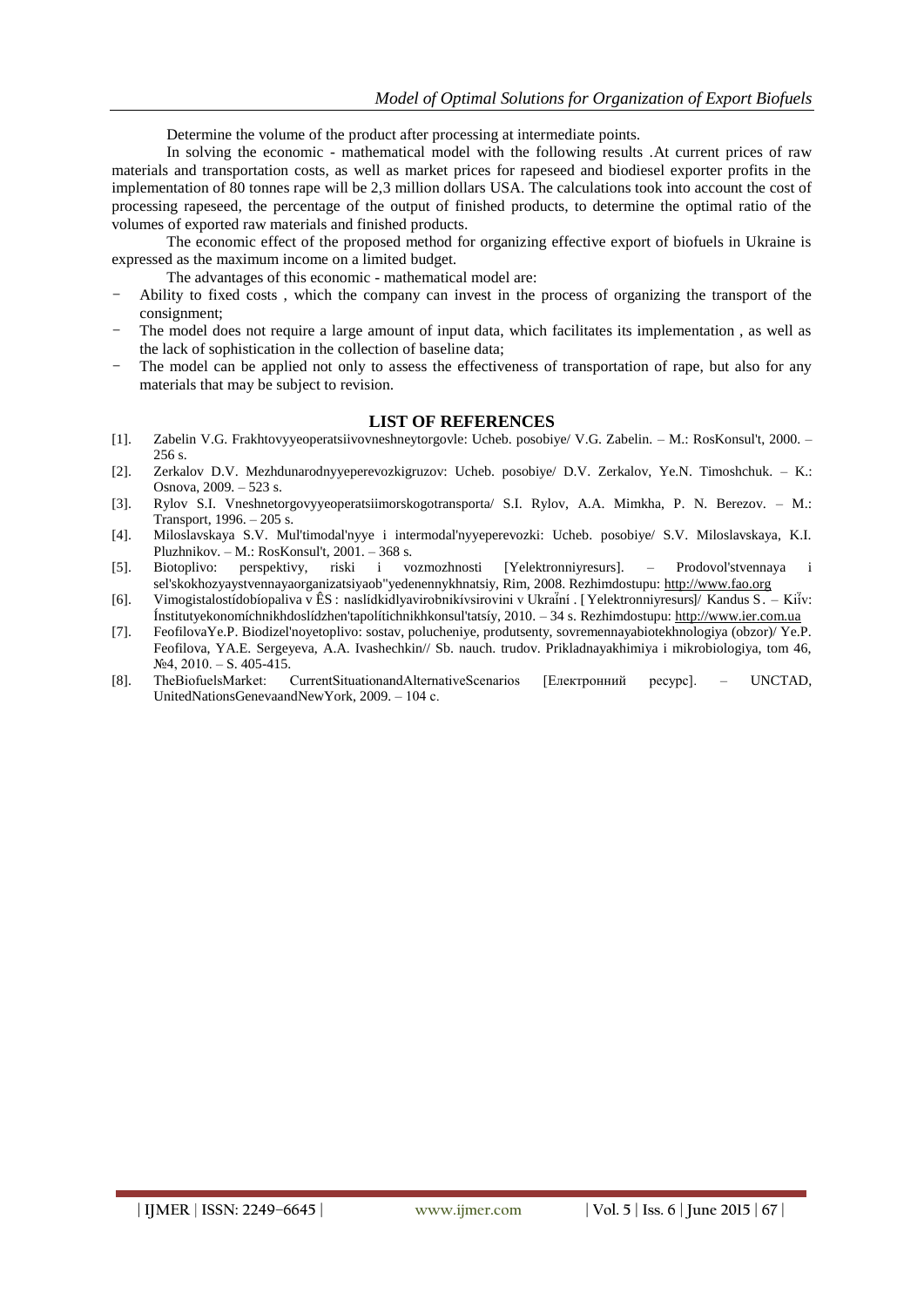Determine the volume of the product after processing at intermediate points.

In solving the economic - mathematical model with the following results .At current prices of raw materials and transportation costs, as well as market prices for rapeseed and biodiesel exporter profits in the implementation of 80 tonnes rape will be 2,3 million dollars USA. The calculations took into account the cost of processing rapeseed, the percentage of the output of finished products, to determine the optimal ratio of the volumes of exported raw materials and finished products.

The economic effect of the proposed method for organizing effective export of biofuels in Ukraine is expressed as the maximum income on a limited budget.

The advantages of this economic - mathematical model are:

- Ability to fixed costs , which the company can invest in the process of organizing the transport of the consignment;
- The model does not require a large amount of input data, which facilitates its implementation , as well as the lack of sophistication in the collection of baseline data;
- The model can be applied not only to assess the effectiveness of transportation of rape, but also for any materials that may be subject to revision.

## LIST OF REFERENCES

[1]. Zabelin V.G. Frakhtovyyeoperatsiivovneshneytorgovle: Ucheb. posobiye/ V.G. Zabelin. – M.: RosKonsul't, 2000. – 256 s.

[2]. Zerkalov D.V. Mezhdunarodnyyeperevozkigruzov: Ucheb. posobiye/ D.V. Zerkalov, Ye.N. Timoshchuk. – K.: Osnova, 2009. – 523 s.

[3]. Rylov S.I. Vneshnetorgovyyeoperatsiimorskogotransporta/ S.I. Rylov, A.A. Mimkha, P. N. Berezov. – M.: Transport, 1996. – 205 s.

[4]. Miloslavskaya S.V. Mul'timodal'nyye i intermodal'nyyeperevozki: Ucheb. posobiye/ S.V. Miloslavskaya, K.I. Pluzhnikov. – M.: RosKonsul't, 2001. – 368 s.

[5]. Biotoplivo: perspektivy, riski i vozmozhnosti [Yelektronniyresurs]. – Prodovol'stvennaya i sel'skokhozyaystvennayaorganizatsiyaob"yedenennykhnatsiy, Rim, 2008. Rezhimdostupu: http://www.fao.org

[6]. Vimogistalostídobíopaliva v ÊS : naslídkidlyavirobnikívsirovini v Ukraїní . [ Yelektronniyresurs]/ Kandus S. – Kiїv: Ínstitutyekonomíchnikhdoslídzhen'tapolítichnikhkonsul'tatsíy, 2010. – 34 s. Rezhimdostupu: http://www.ier.com.ua

[7]. FeofilovaYe.P. Biodizel'noyetoplivo: sostav, polucheniye, produtsenty, sovremennayabiotekhnologiya (obzor)/ Ye.P. Feofilova, YA.E. Sergeyeva, A.A. Ivashechkin// Sb. nauch. trudov. Prikladnayakhimiya i mikrobiologiya, tom 46, №4, 2010. – S. 405-415.

[8]. TheBiofuelsMarket: CurrentSituationandAlternativeScenarios [Електронний ресурс]. – UNCTAD, UnitedNationsGenevaandNewYork, 2009. – 104 с.